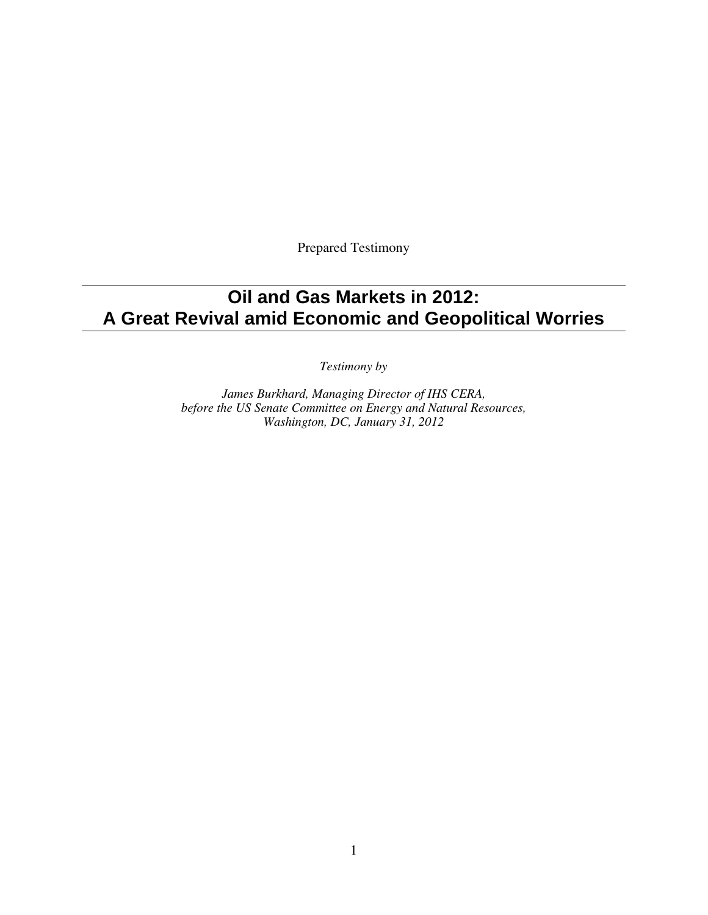Prepared Testimony

# Oil and Gas Markets in 2012:
# A Great Revival amid Economic and Geopolitical Worries

*Testimony by*

*James Burkhard, Managing Director of IHS CERA,*
*before the US Senate Committee on Energy and Natural Resources,*
*Washington, DC, January 31, 2012*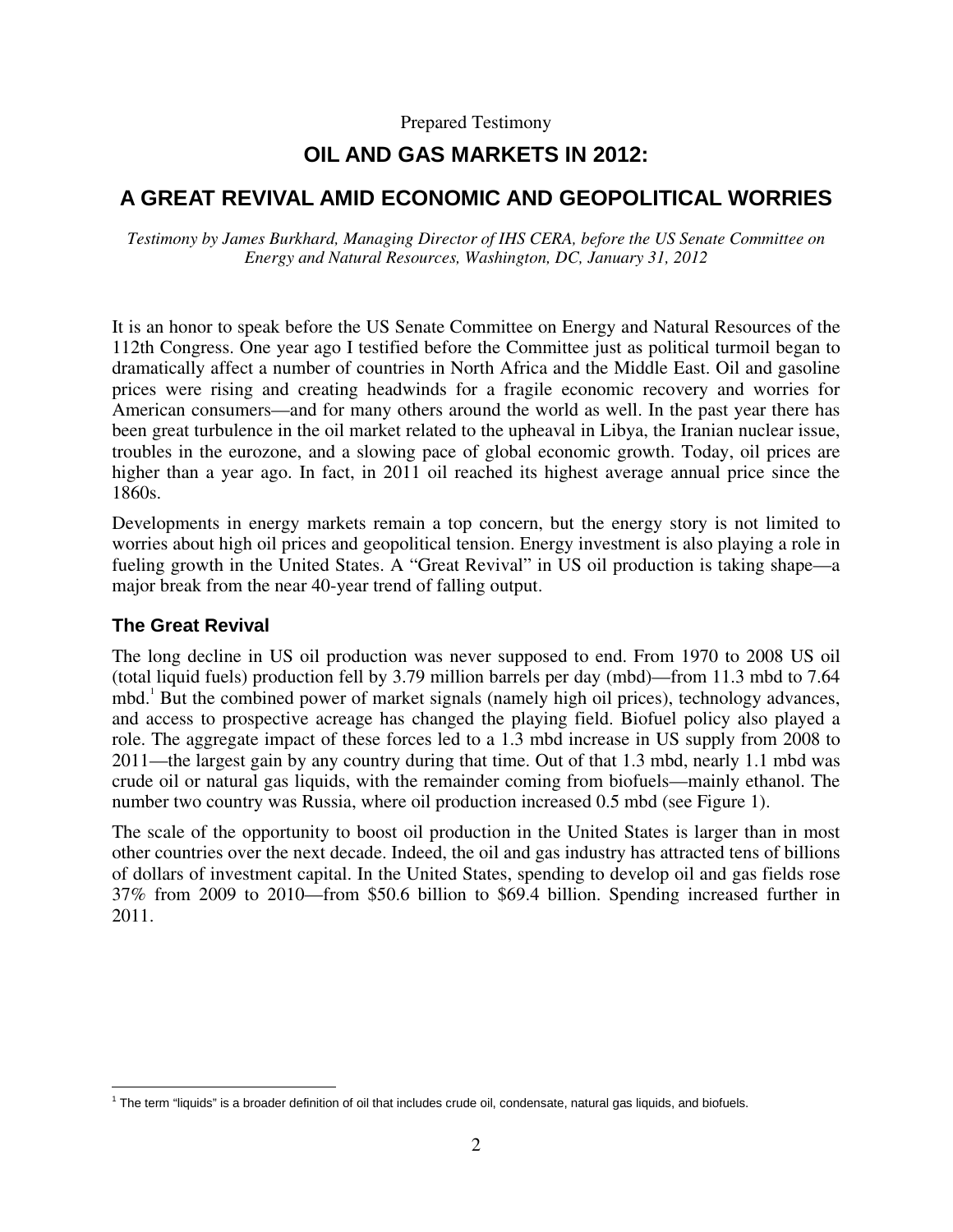Prepared Testimony

# OIL AND GAS MARKETS IN 2012:

# A GREAT REVIVAL AMID ECONOMIC AND GEOPOLITICAL WORRIES

*Testimony by James Burkhard, Managing Director of IHS CERA, before the US Senate Committee on Energy and Natural Resources, Washington, DC, January 31, 2012*

It is an honor to speak before the US Senate Committee on Energy and Natural Resources of the 112th Congress. One year ago I testified before the Committee just as political turmoil began to dramatically affect a number of countries in North Africa and the Middle East. Oil and gasoline prices were rising and creating headwinds for a fragile economic recovery and worries for American consumers—and for many others around the world as well. In the past year there has been great turbulence in the oil market related to the upheaval in Libya, the Iranian nuclear issue, troubles in the eurozone, and a slowing pace of global economic growth. Today, oil prices are higher than a year ago. In fact, in 2011 oil reached its highest average annual price since the 1860s.

Developments in energy markets remain a top concern, but the energy story is not limited to worries about high oil prices and geopolitical tension. Energy investment is also playing a role in fueling growth in the United States. A "Great Revival" in US oil production is taking shape—a major break from the near 40-year trend of falling output.

## The Great Revival

The long decline in US oil production was never supposed to end. From 1970 to 2008 US oil (total liquid fuels) production fell by 3.79 million barrels per day (mbd)—from 11.3 mbd to 7.64 mbd.[1] But the combined power of market signals (namely high oil prices), technology advances, and access to prospective acreage has changed the playing field. Biofuel policy also played a role. The aggregate impact of these forces led to a 1.3 mbd increase in US supply from 2008 to 2011—the largest gain by any country during that time. Out of that 1.3 mbd, nearly 1.1 mbd was crude oil or natural gas liquids, with the remainder coming from biofuels—mainly ethanol. The number two country was Russia, where oil production increased 0.5 mbd (see Figure 1).

The scale of the opportunity to boost oil production in the United States is larger than in most other countries over the next decade. Indeed, the oil and gas industry has attracted tens of billions of dollars of investment capital. In the United States, spending to develop oil and gas fields rose 37% from 2009 to 2010—from \$50.6 billion to \$69.4 billion. Spending increased further in 2011.

[1] The term "liquids" is a broader definition of oil that includes crude oil, condensate, natural gas liquids, and biofuels.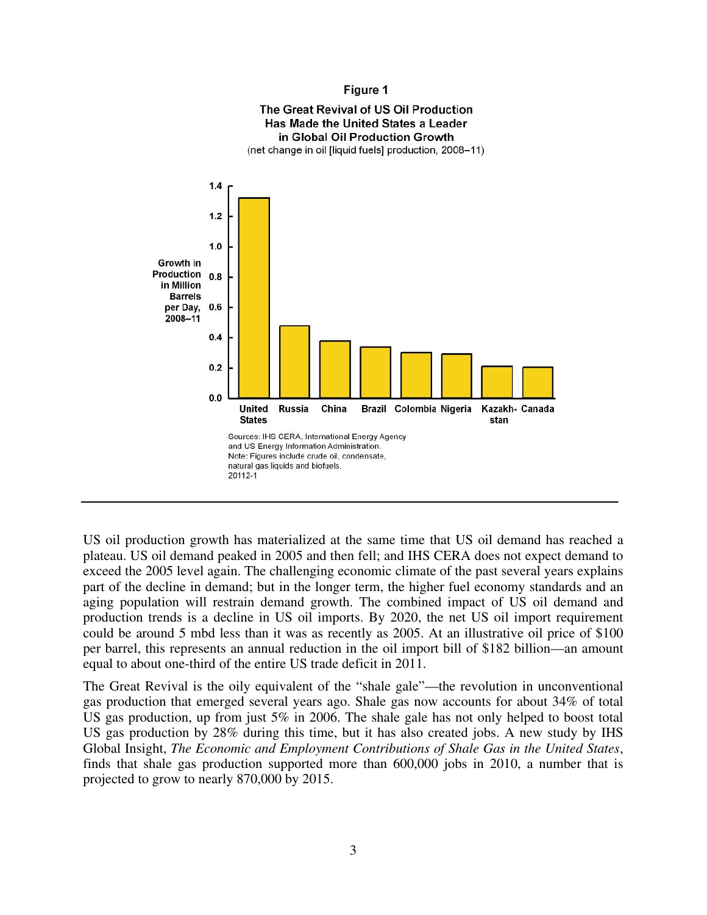**Figure 1**

**The Great Revival of US Oil Production Has Made the United States a Leader in Global Oil Production Growth**

(net change in oil [liquid fuels] production, 2008–11)

| Country | Growth in Production in Million Barrels per Day, 2008–11 |
|---|---|
| United States | ~1.32 |
| Russia | ~0.48 |
| China | ~0.38 |
| Brazil | ~0.34 |
| Colombia | ~0.30 |
| Nigeria | ~0.29 |
| Kazakhstan | ~0.21 |
| Canada | ~0.21 |

Sources: IHS CERA, International Energy Agency and US Energy Information Administration.
Note: Figures include crude oil, condensate, natural gas liquids and biofuels.
20112-1

---

US oil production growth has materialized at the same time that US oil demand has reached a plateau. US oil demand peaked in 2005 and then fell; and IHS CERA does not expect demand to exceed the 2005 level again. The challenging economic climate of the past several years explains part of the decline in demand; but in the longer term, the higher fuel economy standards and an aging population will restrain demand growth. The combined impact of US oil demand and production trends is a decline in US oil imports. By 2020, the net US oil import requirement could be around 5 mbd less than it was as recently as 2005. At an illustrative oil price of $100 per barrel, this represents an annual reduction in the oil import bill of $182 billion—an amount equal to about one-third of the entire US trade deficit in 2011.

The Great Revival is the oily equivalent of the "shale gale"—the revolution in unconventional gas production that emerged several years ago. Shale gas now accounts for about 34% of total US gas production, up from just 5% in 2006. The shale gale has not only helped to boost total US gas production by 28% during this time, but it has also created jobs. A new study by IHS Global Insight, *The Economic and Employment Contributions of Shale Gas in the United States*, finds that shale gas production supported more than 600,000 jobs in 2010, a number that is projected to grow to nearly 870,000 by 2015.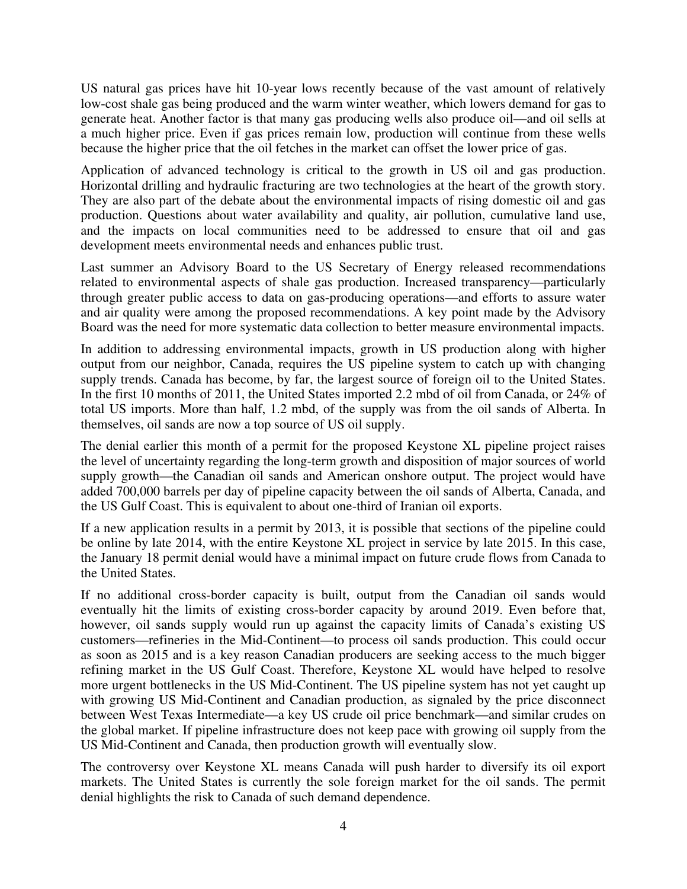US natural gas prices have hit 10-year lows recently because of the vast amount of relatively low-cost shale gas being produced and the warm winter weather, which lowers demand for gas to generate heat. Another factor is that many gas producing wells also produce oil—and oil sells at a much higher price. Even if gas prices remain low, production will continue from these wells because the higher price that the oil fetches in the market can offset the lower price of gas.

Application of advanced technology is critical to the growth in US oil and gas production. Horizontal drilling and hydraulic fracturing are two technologies at the heart of the growth story. They are also part of the debate about the environmental impacts of rising domestic oil and gas production. Questions about water availability and quality, air pollution, cumulative land use, and the impacts on local communities need to be addressed to ensure that oil and gas development meets environmental needs and enhances public trust.

Last summer an Advisory Board to the US Secretary of Energy released recommendations related to environmental aspects of shale gas production. Increased transparency—particularly through greater public access to data on gas-producing operations—and efforts to assure water and air quality were among the proposed recommendations. A key point made by the Advisory Board was the need for more systematic data collection to better measure environmental impacts.

In addition to addressing environmental impacts, growth in US production along with higher output from our neighbor, Canada, requires the US pipeline system to catch up with changing supply trends. Canada has become, by far, the largest source of foreign oil to the United States. In the first 10 months of 2011, the United States imported 2.2 mbd of oil from Canada, or 24% of total US imports. More than half, 1.2 mbd, of the supply was from the oil sands of Alberta. In themselves, oil sands are now a top source of US oil supply.

The denial earlier this month of a permit for the proposed Keystone XL pipeline project raises the level of uncertainty regarding the long-term growth and disposition of major sources of world supply growth—the Canadian oil sands and American onshore output. The project would have added 700,000 barrels per day of pipeline capacity between the oil sands of Alberta, Canada, and the US Gulf Coast. This is equivalent to about one-third of Iranian oil exports.

If a new application results in a permit by 2013, it is possible that sections of the pipeline could be online by late 2014, with the entire Keystone XL project in service by late 2015. In this case, the January 18 permit denial would have a minimal impact on future crude flows from Canada to the United States.

If no additional cross-border capacity is built, output from the Canadian oil sands would eventually hit the limits of existing cross-border capacity by around 2019. Even before that, however, oil sands supply would run up against the capacity limits of Canada's existing US customers—refineries in the Mid-Continent—to process oil sands production. This could occur as soon as 2015 and is a key reason Canadian producers are seeking access to the much bigger refining market in the US Gulf Coast. Therefore, Keystone XL would have helped to resolve more urgent bottlenecks in the US Mid-Continent. The US pipeline system has not yet caught up with growing US Mid-Continent and Canadian production, as signaled by the price disconnect between West Texas Intermediate—a key US crude oil price benchmark—and similar crudes on the global market. If pipeline infrastructure does not keep pace with growing oil supply from the US Mid-Continent and Canada, then production growth will eventually slow.

The controversy over Keystone XL means Canada will push harder to diversify its oil export markets. The United States is currently the sole foreign market for the oil sands. The permit denial highlights the risk to Canada of such demand dependence.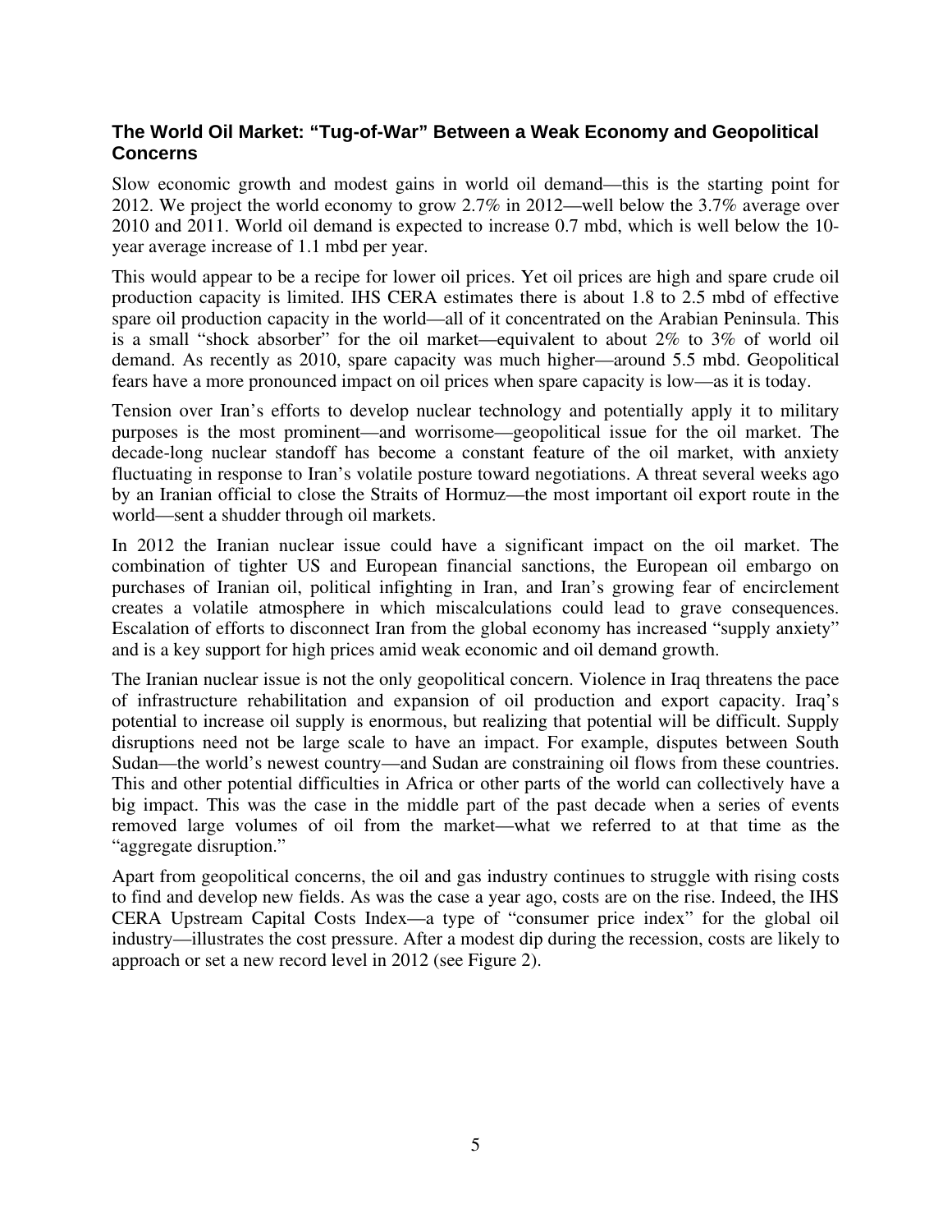### The World Oil Market: "Tug-of-War" Between a Weak Economy and Geopolitical Concerns

Slow economic growth and modest gains in world oil demand—this is the starting point for 2012. We project the world economy to grow 2.7% in 2012—well below the 3.7% average over 2010 and 2011. World oil demand is expected to increase 0.7 mbd, which is well below the 10-year average increase of 1.1 mbd per year.

This would appear to be a recipe for lower oil prices. Yet oil prices are high and spare crude oil production capacity is limited. IHS CERA estimates there is about 1.8 to 2.5 mbd of effective spare oil production capacity in the world—all of it concentrated on the Arabian Peninsula. This is a small "shock absorber" for the oil market—equivalent to about 2% to 3% of world oil demand. As recently as 2010, spare capacity was much higher—around 5.5 mbd. Geopolitical fears have a more pronounced impact on oil prices when spare capacity is low—as it is today.

Tension over Iran's efforts to develop nuclear technology and potentially apply it to military purposes is the most prominent—and worrisome—geopolitical issue for the oil market. The decade-long nuclear standoff has become a constant feature of the oil market, with anxiety fluctuating in response to Iran's volatile posture toward negotiations. A threat several weeks ago by an Iranian official to close the Straits of Hormuz—the most important oil export route in the world—sent a shudder through oil markets.

In 2012 the Iranian nuclear issue could have a significant impact on the oil market. The combination of tighter US and European financial sanctions, the European oil embargo on purchases of Iranian oil, political infighting in Iran, and Iran's growing fear of encirclement creates a volatile atmosphere in which miscalculations could lead to grave consequences. Escalation of efforts to disconnect Iran from the global economy has increased "supply anxiety" and is a key support for high prices amid weak economic and oil demand growth.

The Iranian nuclear issue is not the only geopolitical concern. Violence in Iraq threatens the pace of infrastructure rehabilitation and expansion of oil production and export capacity. Iraq's potential to increase oil supply is enormous, but realizing that potential will be difficult. Supply disruptions need not be large scale to have an impact. For example, disputes between South Sudan—the world's newest country—and Sudan are constraining oil flows from these countries. This and other potential difficulties in Africa or other parts of the world can collectively have a big impact. This was the case in the middle part of the past decade when a series of events removed large volumes of oil from the market—what we referred to at that time as the "aggregate disruption."

Apart from geopolitical concerns, the oil and gas industry continues to struggle with rising costs to find and develop new fields. As was the case a year ago, costs are on the rise. Indeed, the IHS CERA Upstream Capital Costs Index—a type of "consumer price index" for the global oil industry—illustrates the cost pressure. After a modest dip during the recession, costs are likely to approach or set a new record level in 2012 (see Figure 2).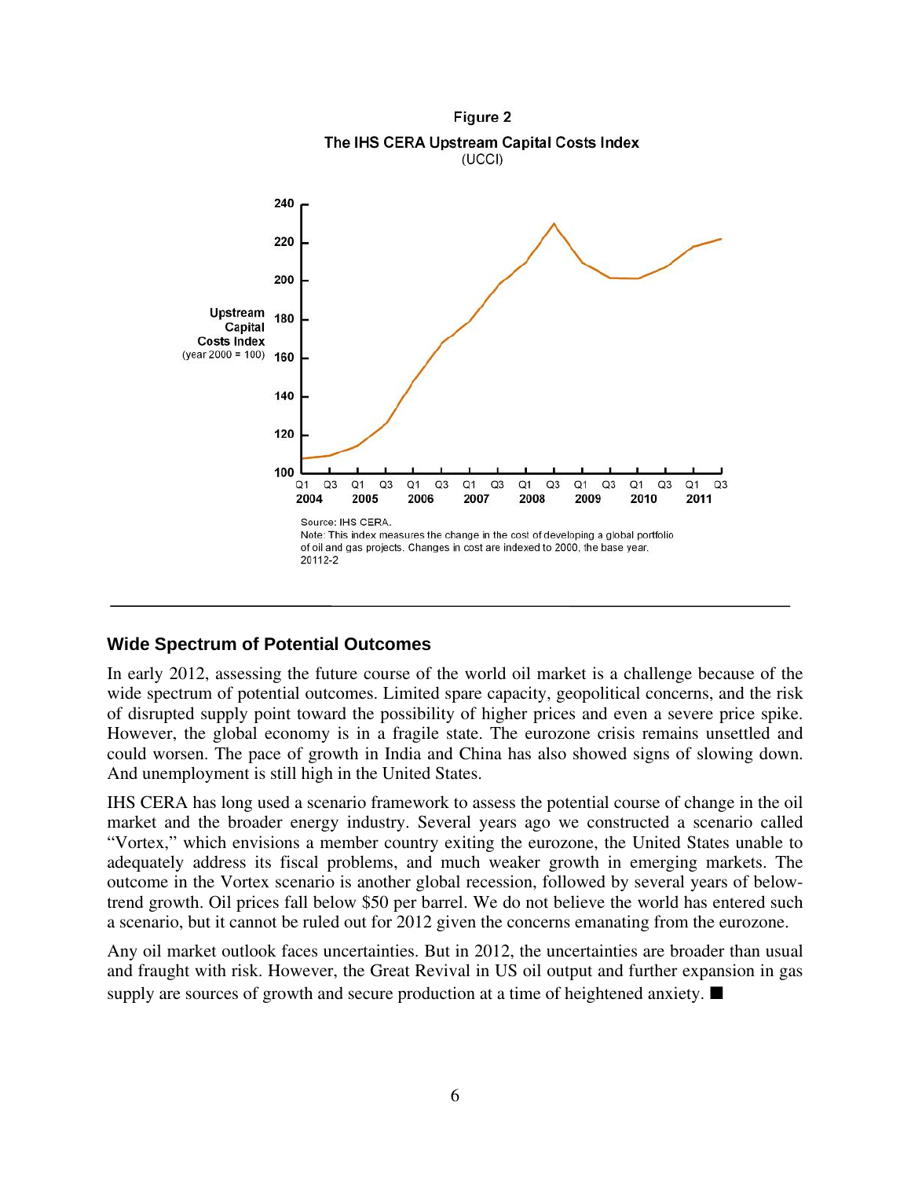Figure 2

The IHS CERA Upstream Capital Costs Index

(UCCI)

240

220

200

Upstream Capital Costs Index (year 2000 = 100)

180

160

140

120

100

Q1 Q3 Q1 Q3 Q1 Q3 Q1 Q3 Q1 Q3 Q1 Q3 Q1 Q3 Q1 Q3

2004 2005 2006 2007 2008 2009 2010 2011

Source: IHS CERA.

Note: This index measures the change in the cost of developing a global portfolio of oil and gas projects. Changes in cost are indexed to 2000, the base year.

20112-2

## Wide Spectrum of Potential Outcomes

In early 2012, assessing the future course of the world oil market is a challenge because of the wide spectrum of potential outcomes. Limited spare capacity, geopolitical concerns, and the risk of disrupted supply point toward the possibility of higher prices and even a severe price spike. However, the global economy is in a fragile state. The eurozone crisis remains unsettled and could worsen. The pace of growth in India and China has also showed signs of slowing down. And unemployment is still high in the United States.

IHS CERA has long used a scenario framework to assess the potential course of change in the oil market and the broader energy industry. Several years ago we constructed a scenario called "Vortex," which envisions a member country exiting the eurozone, the United States unable to adequately address its fiscal problems, and much weaker growth in emerging markets. The outcome in the Vortex scenario is another global recession, followed by several years of below-trend growth. Oil prices fall below $50 per barrel. We do not believe the world has entered such a scenario, but it cannot be ruled out for 2012 given the concerns emanating from the eurozone.

Any oil market outlook faces uncertainties. But in 2012, the uncertainties are broader than usual and fraught with risk. However, the Great Revival in US oil output and further expansion in gas supply are sources of growth and secure production at a time of heightened anxiety. ■